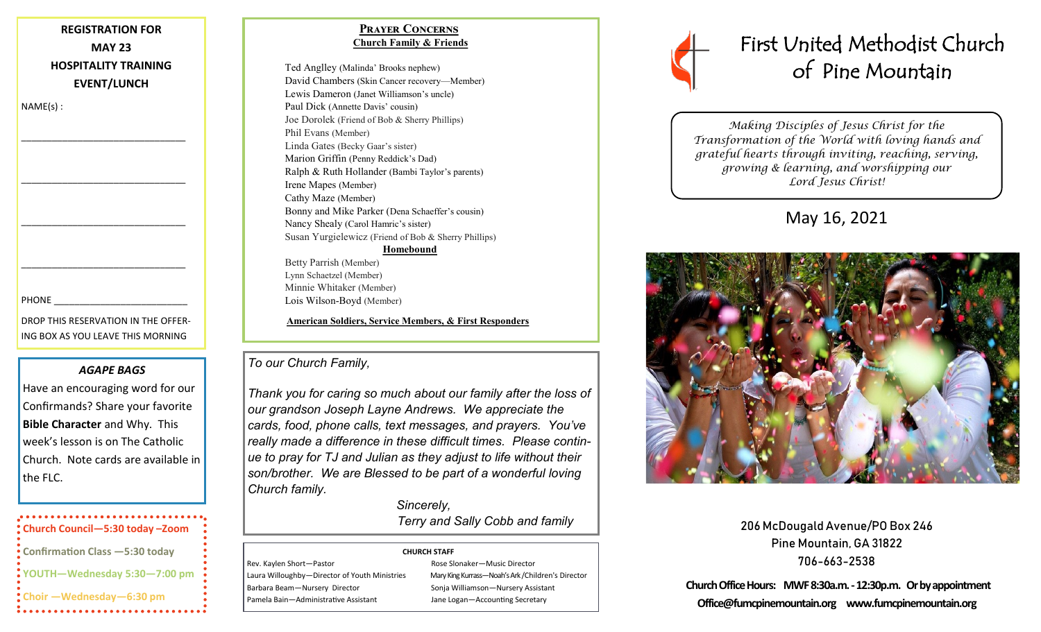**REGISTRATION FOR MAY 23 HOSPITALITY TRAINING EVENT/LUNCH**

NAME(s) :

______________________________

______________________________

______________________________

______________________________

PHONE ________________________

DROP THIS RESERVATION IN THE OFFERING BOX AS YOU LEAVE THIS MORNING

***AGAPE BAGS***

Have an encouraging word for our Confirmands? Share your favorite **Bible Character** and Why. This week's lesson is on The Catholic Church. Note cards are available in the FLC.

**Church Council—5:30 today –Zoom**

**Confirmation Class —5:30 today**

**YOUTH—Wednesday 5:30—7:00 pm**

**Choir —Wednesday—6:30 pm**

## PRAYER CONCERNS

**Church Family & Friends**

Ted Anglley (Malinda' Brooks nephew)
David Chambers (Skin Cancer recovery—Member)
Lewis Dameron (Janet Williamson's uncle)
Paul Dick (Annette Davis' cousin)
Joe Dorolek (Friend of Bob & Sherry Phillips)
Phil Evans (Member)
Linda Gates (Becky Gaar's sister)
Marion Griffin (Penny Reddick's Dad)
Ralph & Ruth Hollander (Bambi Taylor's parents)
Irene Mapes (Member)
Cathy Maze (Member)
Bonny and Mike Parker (Dena Schaeffer's cousin)
Nancy Shealy (Carol Hamric's sister)
Susan Yurgielewicz (Friend of Bob & Sherry Phillips)

**Homebound**

Betty Parrish (Member)
Lynn Schaetzel (Member)
Minnie Whitaker (Member)
Lois Wilson-Boyd (Member)

**American Soldiers, Service Members, & First Responders**

*To our Church Family,*

*Thank you for caring so much about our family after the loss of our grandson Joseph Layne Andrews. We appreciate the cards, food, phone calls, text messages, and prayers. You've really made a difference in these difficult times. Please continue to pray for TJ and Julian as they adjust to life without their son/brother. We are Blessed to be part of a wonderful loving Church family.*

*Sincerely,*
*Terry and Sally Cobb and family*

**CHURCH STAFF**

| | |
|---|---|
| Rev. Kaylen Short—Pastor | Rose Slonaker—Music Director |
| Laura Willoughby—Director of Youth Ministries | Mary King Kurrass—Noah's Ark /Children's Director |
| Barbara Beam—Nursery Director | Sonja Williamson—Nursery Assistant |
| Pamela Bain—Administrative Assistant | Jane Logan—Accounting Secretary |

# First United Methodist Church of Pine Mountain

*Making Disciples of Jesus Christ for the Transformation of the World with loving hands and grateful hearts through inviting, reaching, serving, growing & learning, and worshipping our Lord Jesus Christ!*

May 16, 2021

206 McDougald Avenue/PO Box 246
Pine Mountain, GA 31822
706-663-2538

**Church Office Hours: MWF 8:30a.m. - 12:30p.m. Or by appointment**
**Office@fumcpinemountain.org www.fumcpinemountain.org**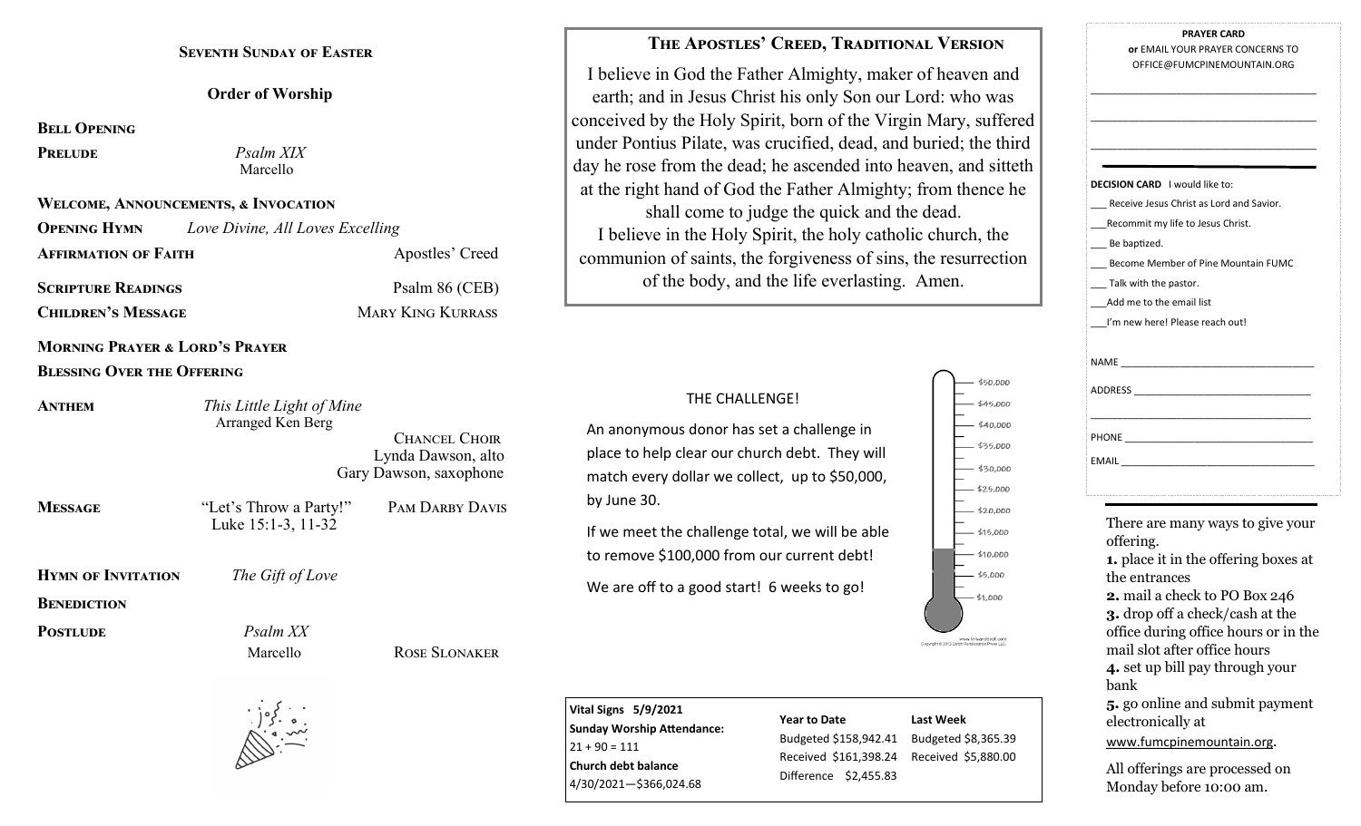## Seventh Sunday of Easter

### Order of Worship

**Bell Opening**

**Prelude** *Psalm XIX*
Marcello

**Welcome, Announcements, & Invocation**

**Opening Hymn** *Love Divine, All Loves Excelling*

**Affirmation of Faith** Apostles' Creed

**Scripture Readings** Psalm 86 (CEB)

**Children's Message** Mary King Kurrass

**Morning Prayer & Lord's Prayer**

**Blessing Over the Offering**

**Anthem** *This Little Light of Mine*
Arranged Ken Berg
Chancel Choir
Lynda Dawson, alto
Gary Dawson, saxophone

**Message** "Let's Throw a Party!" Pam Darby Davis
Luke 15:1-3, 11-32

**Hymn of Invitation** *The Gift of Love*

**Benediction**

**Postlude** *Psalm XX*
Marcello Rose Slonaker

## The Apostles' Creed, Traditional Version

I believe in God the Father Almighty, maker of heaven and earth; and in Jesus Christ his only Son our Lord: who was conceived by the Holy Spirit, born of the Virgin Mary, suffered under Pontius Pilate, was crucified, dead, and buried; the third day he rose from the dead; he ascended into heaven, and sitteth at the right hand of God the Father Almighty; from thence he shall come to judge the quick and the dead.
I believe in the Holy Spirit, the holy catholic church, the communion of saints, the forgiveness of sins, the resurrection of the body, and the life everlasting. Amen.

### THE CHALLENGE!

An anonymous donor has set a challenge in place to help clear our church debt. They will match every dollar we collect, up to $50,000, by June 30.

If we meet the challenge total, we will be able to remove $100,000 from our current debt!

We are off to a good start! 6 weeks to go!

$50,000
$45,000
$40,000
$35,000
$30,000
$25,000
$20,000
$15,000
$10,000
$5,000
$1,000

| Vital Signs 5/9/2021 | Year to Date | Last Week |
|---|---|---|
| Sunday Worship Attendance: | Budgeted $158,942.41 | Budgeted $8,365.39 |
| 21 + 90 = 111 | Received $161,398.24 | Received $5,880.00 |
| Church debt balance | Difference $2,455.83 | |
| 4/30/2021—$366,024.68 | | |

**PRAYER CARD**
**or** EMAIL YOUR PRAYER CONCERNS TO OFFICE@FUMCPINEMOUNTAIN.ORG

______________________________

______________________________

______________________________

**DECISION CARD** I would like to:

___ Receive Jesus Christ as Lord and Savior.
___Recommit my life to Jesus Christ.
___ Be baptized.
___ Become Member of Pine Mountain FUMC
___ Talk with the pastor.
___Add me to the email list
___I'm new here! Please reach out!

NAME ______________________________

ADDRESS ______________________________

______________________________

PHONE ______________________________

EMAIL ______________________________

There are many ways to give your offering.

**1.** place it in the offering boxes at the entrances
**2.** mail a check to PO Box 246
**3.** drop off a check/cash at the office during office hours or in the mail slot after office hours
**4.** set up bill pay through your bank
**5.** go online and submit payment electronically at www.fumcpinemountain.org.

All offerings are processed on Monday before 10:00 am.